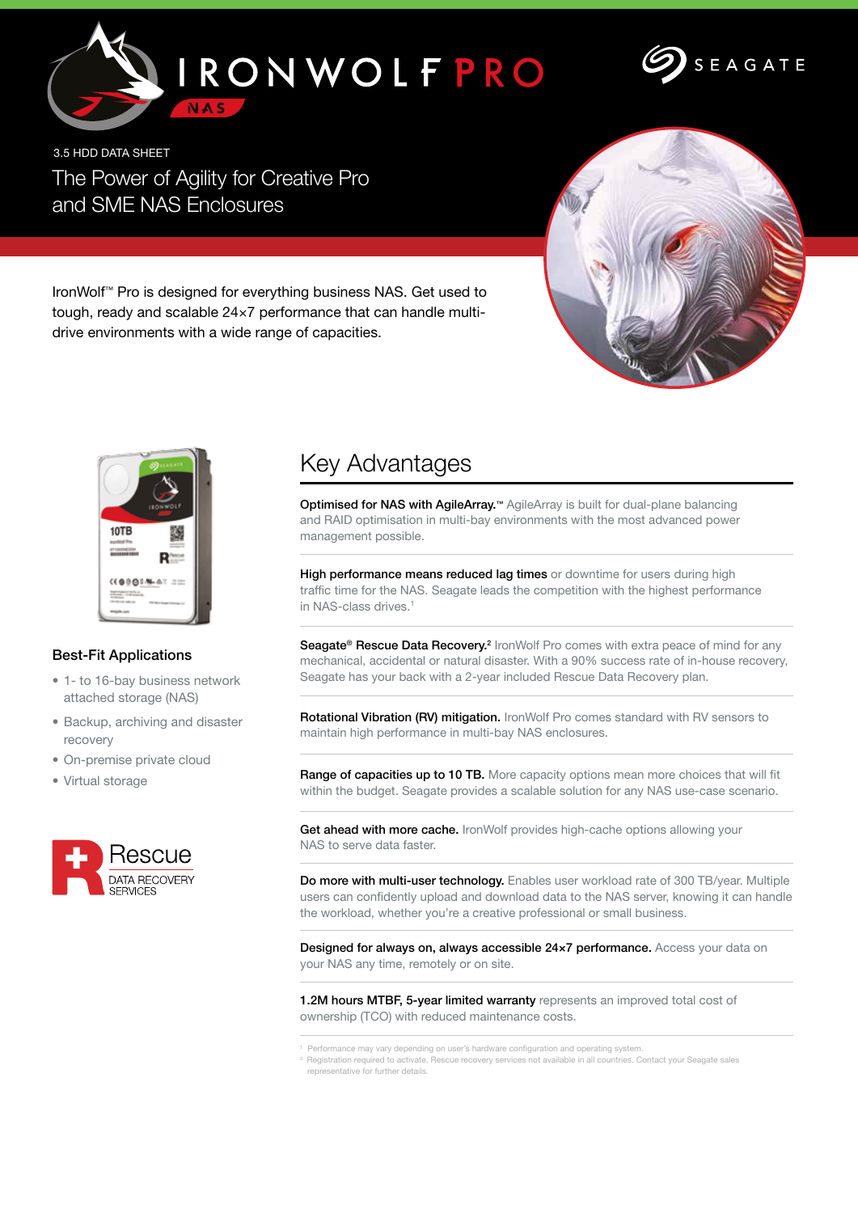# IRONWOLF PRO

NAS

SEAGATE

3.5 HDD DATA SHEET

## The Power of Agility for Creative Pro and SME NAS Enclosures

IronWolf™ Pro is designed for everything business NAS. Get used to tough, ready and scalable 24×7 performance that can handle multi-drive environments with a wide range of capacities.

### Best-Fit Applications

- 1- to 16-bay business network attached storage (NAS)
- Backup, archiving and disaster recovery
- On-premise private cloud
- Virtual storage

Rescue
DATA RECOVERY SERVICES

## Key Advantages

**Optimised for NAS with AgileArray.™** AgileArray is built for dual-plane balancing and RAID optimisation in multi-bay environments with the most advanced power management possible.

**High performance means reduced lag times** or downtime for users during high traffic time for the NAS. Seagate leads the competition with the highest performance in NAS-class drives.[1]

**Seagate® Rescue Data Recovery.[2]** IronWolf Pro comes with extra peace of mind for any mechanical, accidental or natural disaster. With a 90% success rate of in-house recovery, Seagate has your back with a 2-year included Rescue Data Recovery plan.

**Rotational Vibration (RV) mitigation.** IronWolf Pro comes standard with RV sensors to maintain high performance in multi-bay NAS enclosures.

**Range of capacities up to 10 TB.** More capacity options mean more choices that will fit within the budget. Seagate provides a scalable solution for any NAS use-case scenario.

**Get ahead with more cache.** IronWolf provides high-cache options allowing your NAS to serve data faster.

**Do more with multi-user technology.** Enables user workload rate of 300 TB/year. Multiple users can confidently upload and download data to the NAS server, knowing it can handle the workload, whether you're a creative professional or small business.

**Designed for always on, always accessible 24×7 performance.** Access your data on your NAS any time, remotely or on site.

**1.2M hours MTBF, 5-year limited warranty** represents an improved total cost of ownership (TCO) with reduced maintenance costs.

[1] Performance may vary depending on user's hardware configuration and operating system.
[2] Registration required to activate. Rescue recovery services not available in all countries. Contact your Seagate sales representative for further details.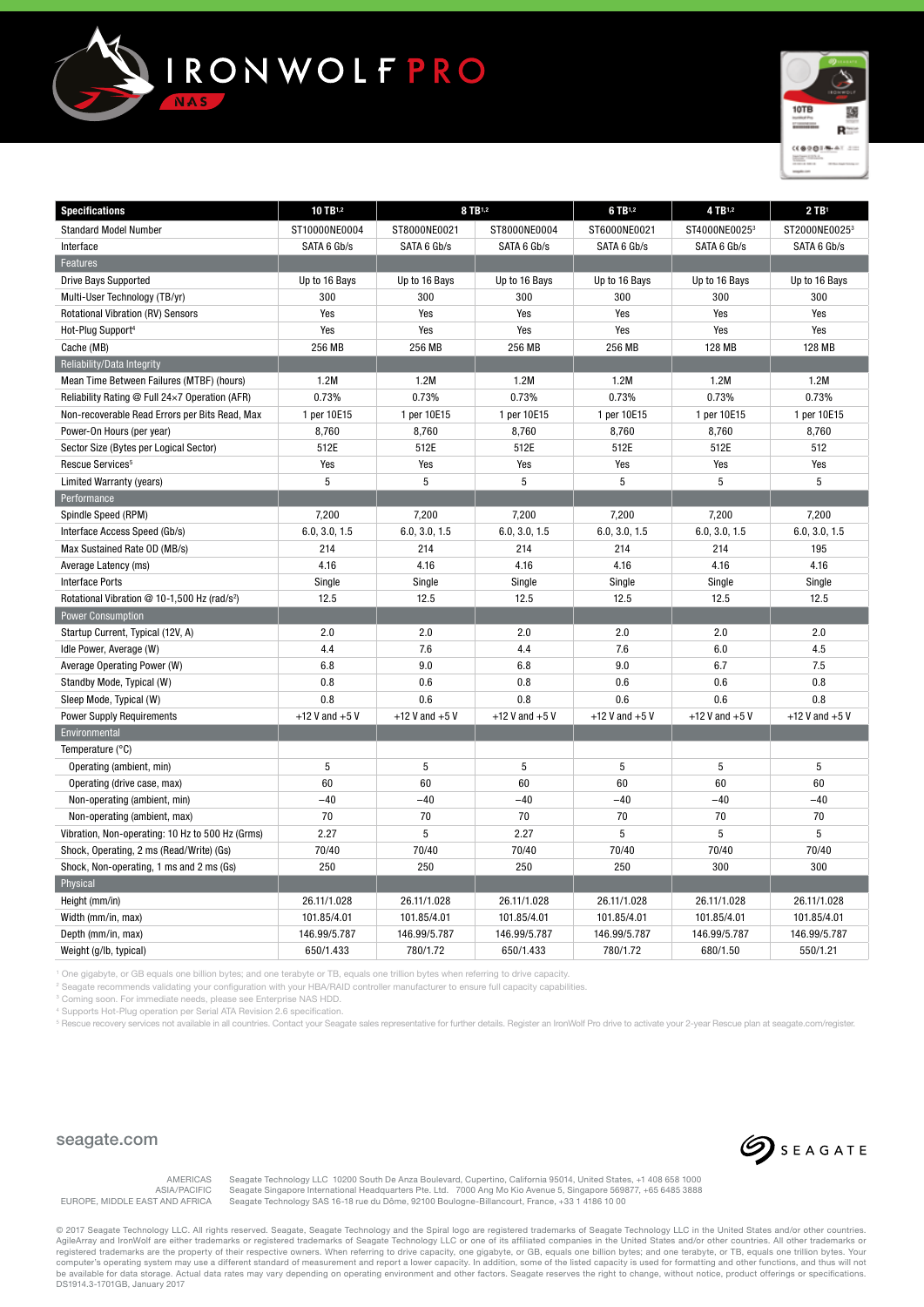# IRONWOLF PRO NAS

| Specifications | 10 TB[1,2] | 8 TB[1,2] | | 6 TB[1,2] | 4 TB[1,2] | 2 TB[1] |
|---|---|---|---|---|---|---|
| Standard Model Number | ST10000NE0004 | ST8000NE0021 | ST8000NE0004 | ST6000NE0021 | ST4000NE0025[3] | ST2000NE0025[3] |
| Interface | SATA 6 Gb/s | SATA 6 Gb/s | SATA 6 Gb/s | SATA 6 Gb/s | SATA 6 Gb/s | SATA 6 Gb/s |
| **Features** | | | | | | |
| Drive Bays Supported | Up to 16 Bays | Up to 16 Bays | Up to 16 Bays | Up to 16 Bays | Up to 16 Bays | Up to 16 Bays |
| Multi-User Technology (TB/yr) | 300 | 300 | 300 | 300 | 300 | 300 |
| Rotational Vibration (RV) Sensors | Yes | Yes | Yes | Yes | Yes | Yes |
| Hot-Plug Support[4] | Yes | Yes | Yes | Yes | Yes | Yes |
| Cache (MB) | 256 MB | 256 MB | 256 MB | 256 MB | 128 MB | 128 MB |
| **Reliability/Data Integrity** | | | | | | |
| Mean Time Between Failures (MTBF) (hours) | 1.2M | 1.2M | 1.2M | 1.2M | 1.2M | 1.2M |
| Reliability Rating @ Full 24×7 Operation (AFR) | 0.73% | 0.73% | 0.73% | 0.73% | 0.73% | 0.73% |
| Non-recoverable Read Errors per Bits Read, Max | 1 per 10E15 | 1 per 10E15 | 1 per 10E15 | 1 per 10E15 | 1 per 10E15 | 1 per 10E15 |
| Power-On Hours (per year) | 8,760 | 8,760 | 8,760 | 8,760 | 8,760 | 8,760 |
| Sector Size (Bytes per Logical Sector) | 512E | 512E | 512E | 512E | 512E | 512 |
| Rescue Services[5] | Yes | Yes | Yes | Yes | Yes | Yes |
| Limited Warranty (years) | 5 | 5 | 5 | 5 | 5 | 5 |
| **Performance** | | | | | | |
| Spindle Speed (RPM) | 7,200 | 7,200 | 7,200 | 7,200 | 7,200 | 7,200 |
| Interface Access Speed (Gb/s) | 6.0, 3.0, 1.5 | 6.0, 3.0, 1.5 | 6.0, 3.0, 1.5 | 6.0, 3.0, 1.5 | 6.0, 3.0, 1.5 | 6.0, 3.0, 1.5 |
| Max Sustained Rate OD (MB/s) | 214 | 214 | 214 | 214 | 214 | 195 |
| Average Latency (ms) | 4.16 | 4.16 | 4.16 | 4.16 | 4.16 | 4.16 |
| Interface Ports | Single | Single | Single | Single | Single | Single |
| Rotational Vibration @ 10-1,500 Hz (rad/s$^2$) | 12.5 | 12.5 | 12.5 | 12.5 | 12.5 | 12.5 |
| **Power Consumption** | | | | | | |
| Startup Current, Typical (12V, A) | 2.0 | 2.0 | 2.0 | 2.0 | 2.0 | 2.0 |
| Idle Power, Average (W) | 4.4 | 7.6 | 4.4 | 7.6 | 6.0 | 4.5 |
| Average Operating Power (W) | 6.8 | 9.0 | 6.8 | 9.0 | 6.7 | 7.5 |
| Standby Mode, Typical (W) | 0.8 | 0.6 | 0.8 | 0.6 | 0.6 | 0.8 |
| Sleep Mode, Typical (W) | 0.8 | 0.6 | 0.8 | 0.6 | 0.6 | 0.8 |
| Power Supply Requirements | +12 V and +5 V | +12 V and +5 V | +12 V and +5 V | +12 V and +5 V | +12 V and +5 V | +12 V and +5 V |
| **Environmental** | | | | | | |
| Temperature (°C) | | | | | | |
| Operating (ambient, min) | 5 | 5 | 5 | 5 | 5 | 5 |
| Operating (drive case, max) | 60 | 60 | 60 | 60 | 60 | 60 |
| Non-operating (ambient, min) | −40 | −40 | −40 | −40 | −40 | −40 |
| Non-operating (ambient, max) | 70 | 70 | 70 | 70 | 70 | 70 |
| Vibration, Non-operating: 10 Hz to 500 Hz (Grms) | 2.27 | 5 | 2.27 | 5 | 5 | 5 |
| Shock, Operating, 2 ms (Read/Write) (Gs) | 70/40 | 70/40 | 70/40 | 70/40 | 70/40 | 70/40 |
| Shock, Non-operating, 1 ms and 2 ms (Gs) | 250 | 250 | 250 | 250 | 300 | 300 |
| **Physical** | | | | | | |
| Height (mm/in) | 26.11/1.028 | 26.11/1.028 | 26.11/1.028 | 26.11/1.028 | 26.11/1.028 | 26.11/1.028 |
| Width (mm/in, max) | 101.85/4.01 | 101.85/4.01 | 101.85/4.01 | 101.85/4.01 | 101.85/4.01 | 101.85/4.01 |
| Depth (mm/in, max) | 146.99/5.787 | 146.99/5.787 | 146.99/5.787 | 146.99/5.787 | 146.99/5.787 | 146.99/5.787 |
| Weight (g/lb, typical) | 650/1.433 | 780/1.72 | 650/1.433 | 780/1.72 | 680/1.50 | 550/1.21 |

[1] One gigabyte, or GB equals one billion bytes; and one terabyte or TB, equals one trillion bytes when referring to drive capacity.
[2] Seagate recommends validating your configuration with your HBA/RAID controller manufacturer to ensure full capacity capabilities.
[3] Coming soon. For immediate needs, please see Enterprise NAS HDD.
[4] Supports Hot-Plug operation per Serial ATA Revision 2.6 specification.
[5] Rescue recovery services not available in all countries. Contact your Seagate sales representative for further details. Register an IronWolf Pro drive to activate your 2-year Rescue plan at seagate.com/register.

seagate.com

SEAGATE

AMERICAS Seagate Technology LLC 10200 South De Anza Boulevard, Cupertino, California 95014, United States, +1 408 658 1000
ASIA/PACIFIC Seagate Singapore International Headquarters Pte. Ltd. 7000 Ang Mo Kio Avenue 5, Singapore 569877, +65 6485 3888
EUROPE, MIDDLE EAST AND AFRICA Seagate Technology SAS 16-18 rue du Dôme, 92100 Boulogne-Billancourt, France, +33 1 4186 10 00

© 2017 Seagate Technology LLC. All rights reserved. Seagate, Seagate Technology and the Spiral logo are registered trademarks of Seagate Technology LLC in the United States and/or other countries. AgileArray and IronWolf are either trademarks or registered trademarks of Seagate Technology LLC or one of its affiliated companies in the United States and/or other countries. All other trademarks or registered trademarks are the property of their respective owners. When referring to drive capacity, one gigabyte, or GB, equals one billion bytes; and one terabyte, or TB, equals one trillion bytes. Your computer's operating system may use a different standard of measurement and report a lower capacity. In addition, some of the listed capacity is used for formatting and other functions, and thus will not be available for data storage. Actual data rates may vary depending on operating environment and other factors. Seagate reserves the right to change, without notice, product offerings or specifications. DS1914.3-1701GB, January 2017